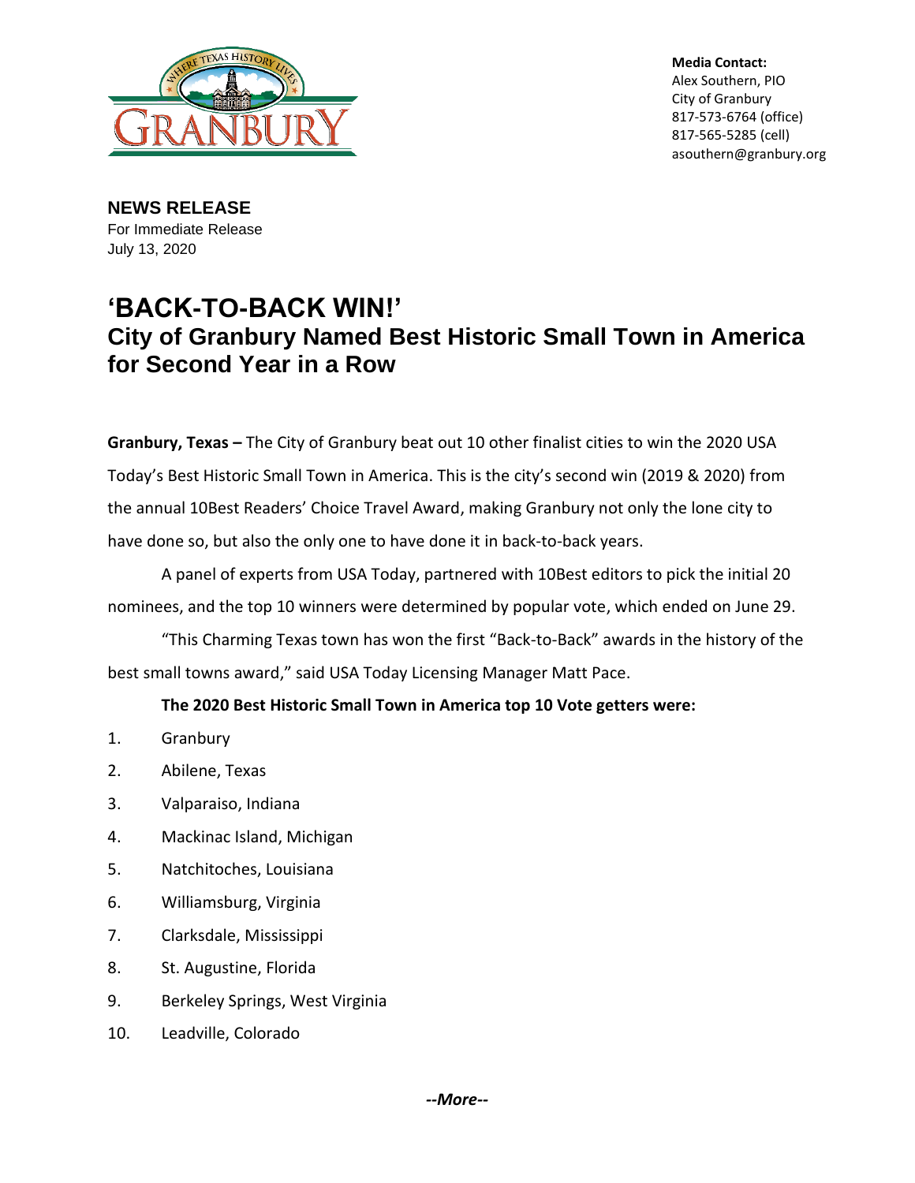**Media Contact:**
Alex Southern, PIO
City of Granbury
817-573-6764 (office)
817-565-5285 (cell)
asouthern@granbury.org

**NEWS RELEASE**
For Immediate Release
July 13, 2020

# 'BACK-TO-BACK WIN!'
## City of Granbury Named Best Historic Small Town in America for Second Year in a Row

**Granbury, Texas –** The City of Granbury beat out 10 other finalist cities to win the 2020 USA Today's Best Historic Small Town in America. This is the city's second win (2019 & 2020) from the annual 10Best Readers' Choice Travel Award, making Granbury not only the lone city to have done so, but also the only one to have done it in back-to-back years.

A panel of experts from USA Today, partnered with 10Best editors to pick the initial 20 nominees, and the top 10 winners were determined by popular vote, which ended on June 29.

"This Charming Texas town has won the first "Back-to-Back" awards in the history of the best small towns award," said USA Today Licensing Manager Matt Pace.

**The 2020 Best Historic Small Town in America top 10 Vote getters were:**

1. Granbury
2. Abilene, Texas
3. Valparaiso, Indiana
4. Mackinac Island, Michigan
5. Natchitoches, Louisiana
6. Williamsburg, Virginia
7. Clarksdale, Mississippi
8. St. Augustine, Florida
9. Berkeley Springs, West Virginia
10. Leadville, Colorado

***--More--***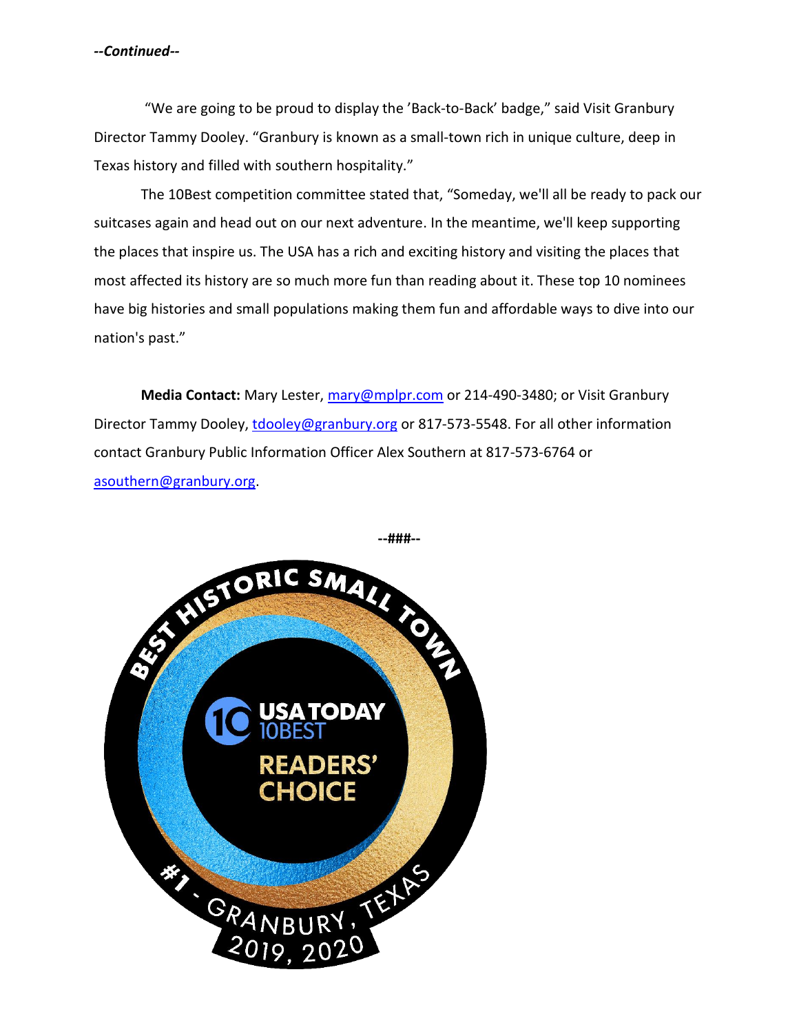***--Continued--***

"We are going to be proud to display the 'Back-to-Back' badge," said Visit Granbury Director Tammy Dooley. "Granbury is known as a small-town rich in unique culture, deep in Texas history and filled with southern hospitality."

The 10Best competition committee stated that, "Someday, we'll all be ready to pack our suitcases again and head out on our next adventure. In the meantime, we'll keep supporting the places that inspire us. The USA has a rich and exciting history and visiting the places that most affected its history are so much more fun than reading about it. These top 10 nominees have big histories and small populations making them fun and affordable ways to dive into our nation's past."

**Media Contact:** Mary Lester, mary@mplpr.com or 214-490-3480; or Visit Granbury Director Tammy Dooley, tdooley@granbury.org or 817-573-5548. For all other information contact Granbury Public Information Officer Alex Southern at 817-573-6764 or asouthern@granbury.org.

**--###--**

BEST HISTORIC SMALL TOWN

USA TODAY 10BEST READERS' CHOICE

#1 - GRANBURY, TEXAS 2019, 2020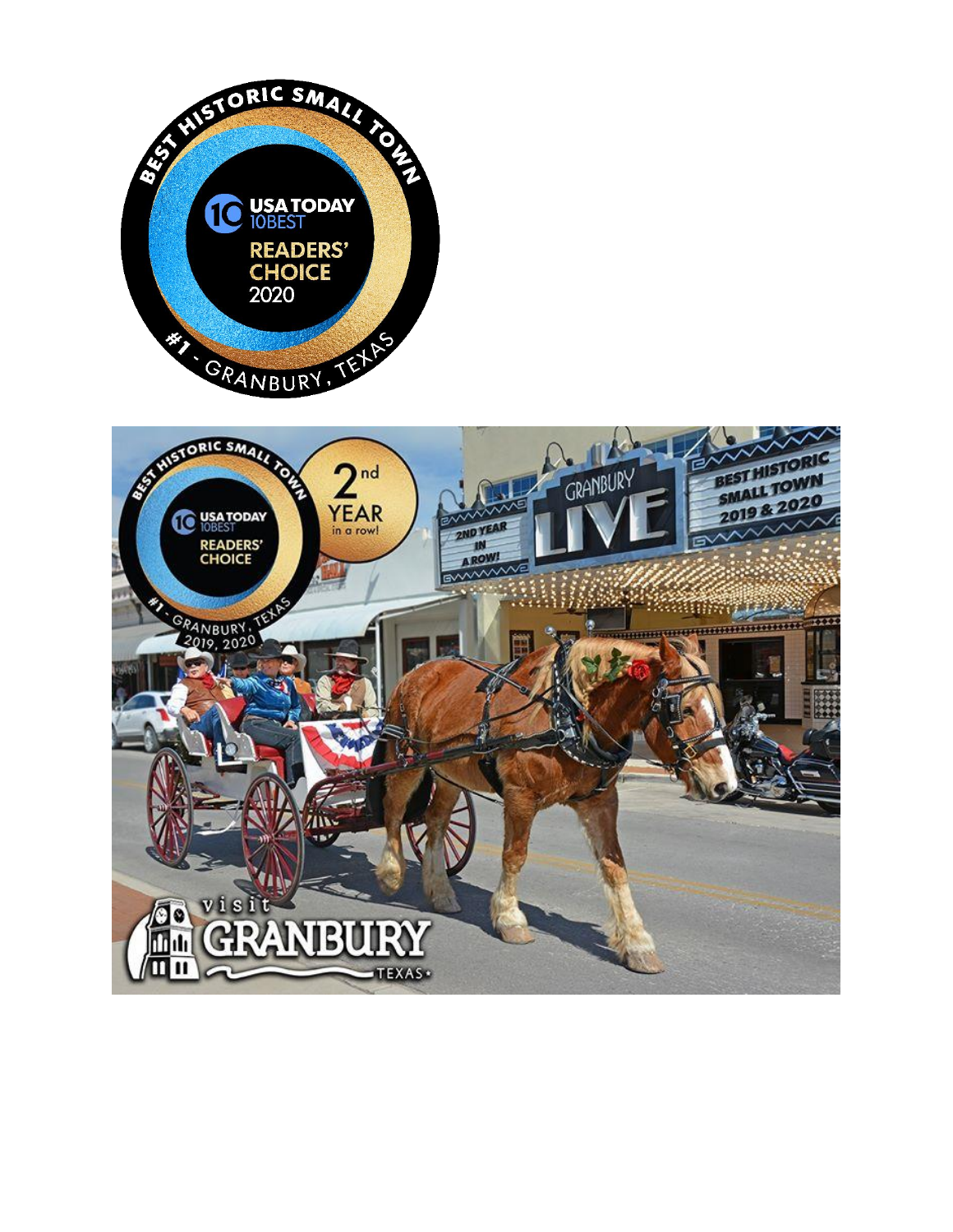BEST HISTORIC SMALL TOWN

USA TODAY 10BEST

READERS' CHOICE 2020

#1 - GRANBURY, TEXAS

BEST HISTORIC SMALL TOWN

USA TODAY 10BEST

READERS' CHOICE

#1 - GRANBURY, TEXAS 2019, 2020

2nd YEAR in a row!

2ND YEAR IN A ROW!

GRANBURY LIVE

BEST HISTORIC SMALL TOWN 2019 & 2020

visit GRANBURY TEXAS